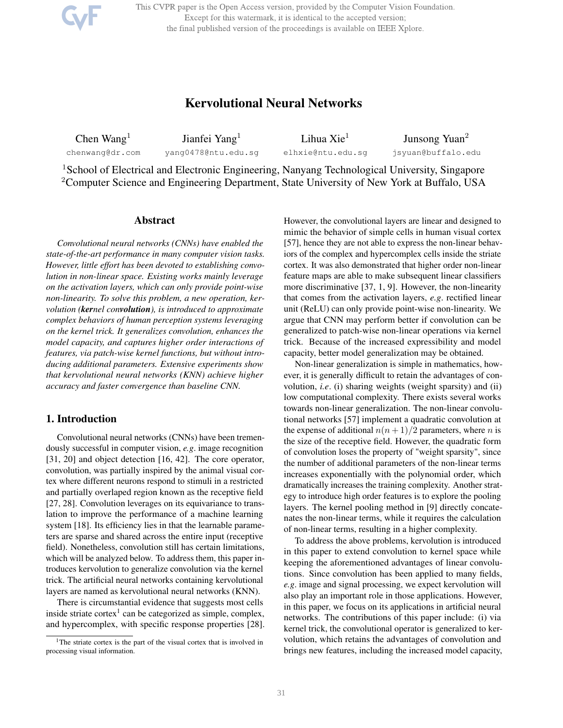# Kervolutional Neural Networks

Chen Wang[1] chenwang@dr.com
Jianfei Yang[1] yang0478@ntu.edu.sg
Lihua Xie[1] elhxie@ntu.edu.sg
Junsong Yuan[2] jsyuan@buffalo.edu

[1]School of Electrical and Electronic Engineering, Nanyang Technological University, Singapore
[2]Computer Science and Engineering Department, State University of New York at Buffalo, USA

## Abstract

*Convolutional neural networks (CNNs) have enabled the state-of-the-art performance in many computer vision tasks. However, little effort has been devoted to establishing convolution in non-linear space. Existing works mainly leverage on the activation layers, which can only provide point-wise non-linearity. To solve this problem, a new operation, kervolution (**ker**nel con**volution**), is introduced to approximate complex behaviors of human perception systems leveraging on the kernel trick. It generalizes convolution, enhances the model capacity, and captures higher order interactions of features, via patch-wise kernel functions, but without introducing additional parameters. Extensive experiments show that kervolutional neural networks (KNN) achieve higher accuracy and faster convergence than baseline CNN.*

## 1. Introduction

Convolutional neural networks (CNNs) have been tremendously successful in computer vision, *e.g.* image recognition [31, 20] and object detection [16, 42]. The core operator, convolution, was partially inspired by the animal visual cortex where different neurons respond to stimuli in a restricted and partially overlaped region known as the receptive field [27, 28]. Convolution leverages on its equivariance to translation to improve the performance of a machine learning system [18]. Its efficiency lies in that the learnable parameters are sparse and shared across the entire input (receptive field). Nonetheless, convolution still has certain limitations, which will be analyzed below. To address them, this paper introduces kervolution to generalize convolution via the kernel trick. The artificial neural networks containing kervolutional layers are named as kervolutional neural networks (KNN).

There is circumstantial evidence that suggests most cells inside striate cortex[1] can be categorized as simple, complex, and hypercomplex, with specific response properties [28]. However, the convolutional layers are linear and designed to mimic the behavior of simple cells in human visual cortex [57], hence they are not able to express the non-linear behaviors of the complex and hypercomplex cells inside the striate cortex. It was also demonstrated that higher order non-linear feature maps are able to make subsequent linear classifiers more discriminative [37, 1, 9]. However, the non-linearity that comes from the activation layers, *e.g.* rectified linear unit (ReLU) can only provide point-wise non-linearity. We argue that CNN may perform better if convolution can be generalized to patch-wise non-linear operations via kernel trick. Because of the increased expressibility and model capacity, better model generalization may be obtained.

Non-linear generalization is simple in mathematics, however, it is generally difficult to retain the advantages of convolution, *i.e.* (i) sharing weights (weight sparsity) and (ii) low computational complexity. There exists several works towards non-linear generalization. The non-linear convolutional networks [57] implement a quadratic convolution at the expense of additional $n(n+1)/2$ parameters, where $n$ is the size of the receptive field. However, the quadratic form of convolution loses the property of "weight sparsity", since the number of additional parameters of the non-linear terms increases exponentially with the polynomial order, which dramatically increases the training complexity. Another strategy to introduce high order features is to explore the pooling layers. The kernel pooling method in [9] directly concatenates the non-linear terms, while it requires the calculation of non-linear terms, resulting in a higher complexity.

To address the above problems, kervolution is introduced in this paper to extend convolution to kernel space while keeping the aforementioned advantages of linear convolutions. Since convolution has been applied to many fields, *e.g.* image and signal processing, we expect kervolution will also play an important role in those applications. However, in this paper, we focus on its applications in artificial neural networks. The contributions of this paper include: (i) via kernel trick, the convolutional operator is generalized to kervolution, which retains the advantages of convolution and brings new features, including the increased model capacity,

[1]The striate cortex is the part of the visual cortex that is involved in processing visual information.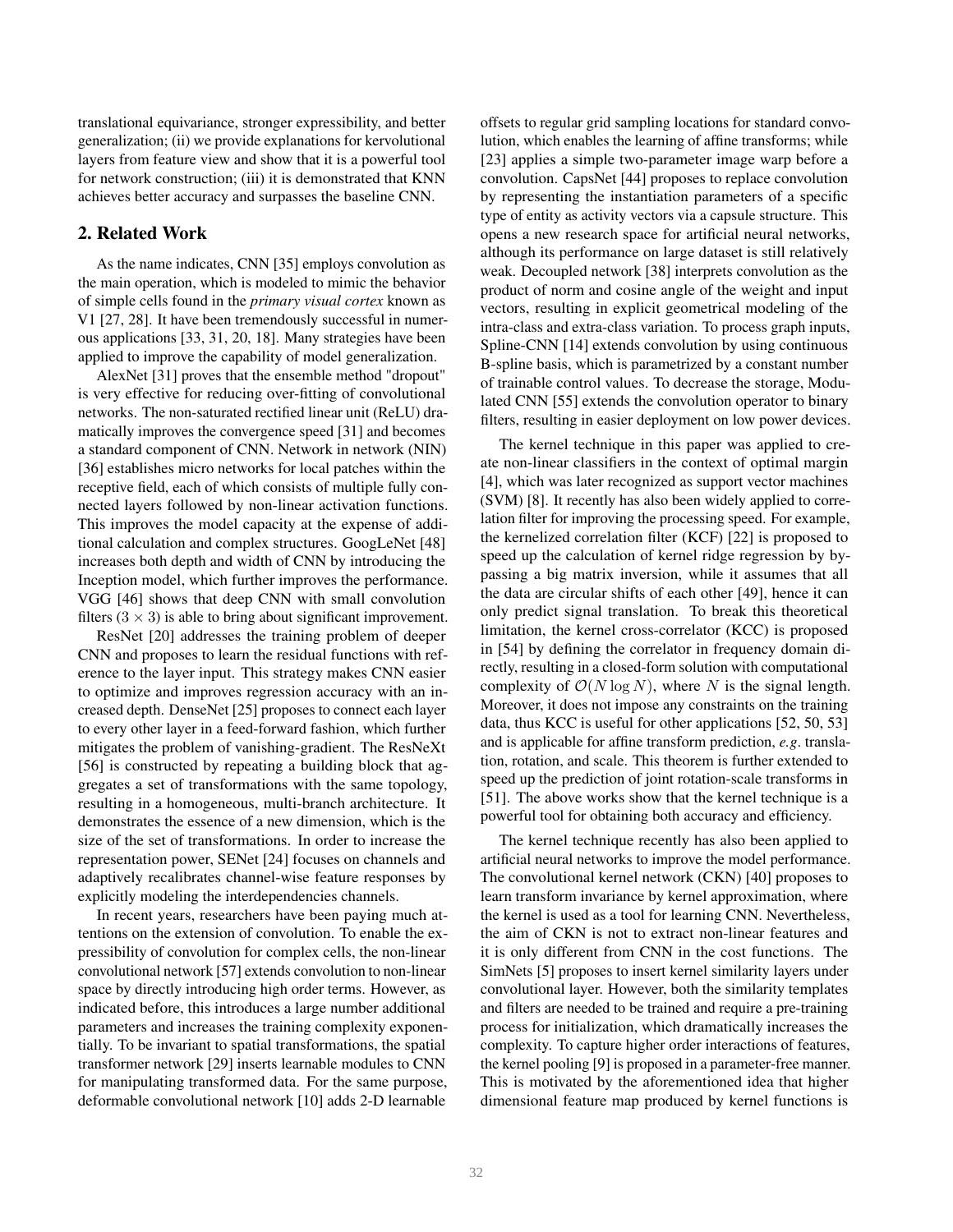translational equivariance, stronger expressibility, and better generalization; (ii) we provide explanations for kervolutional layers from feature view and show that it is a powerful tool for network construction; (iii) it is demonstrated that KNN achieves better accuracy and surpasses the baseline CNN.

## 2. Related Work

As the name indicates, CNN [35] employs convolution as the main operation, which is modeled to mimic the behavior of simple cells found in the *primary visual cortex* known as V1 [27, 28]. It have been tremendously successful in numerous applications [33, 31, 20, 18]. Many strategies have been applied to improve the capability of model generalization.

AlexNet [31] proves that the ensemble method "dropout" is very effective for reducing over-fitting of convolutional networks. The non-saturated rectified linear unit (ReLU) dramatically improves the convergence speed [31] and becomes a standard component of CNN. Network in network (NIN) [36] establishes micro networks for local patches within the receptive field, each of which consists of multiple fully connected layers followed by non-linear activation functions. This improves the model capacity at the expense of additional calculation and complex structures. GoogLeNet [48] increases both depth and width of CNN by introducing the Inception model, which further improves the performance. VGG [46] shows that deep CNN with small convolution filters ($3 \times 3$) is able to bring about significant improvement.

ResNet [20] addresses the training problem of deeper CNN and proposes to learn the residual functions with reference to the layer input. This strategy makes CNN easier to optimize and improves regression accuracy with an increased depth. DenseNet [25] proposes to connect each layer to every other layer in a feed-forward fashion, which further mitigates the problem of vanishing-gradient. The ResNeXt [56] is constructed by repeating a building block that aggregates a set of transformations with the same topology, resulting in a homogeneous, multi-branch architecture. It demonstrates the essence of a new dimension, which is the size of the set of transformations. In order to increase the representation power, SENet [24] focuses on channels and adaptively recalibrates channel-wise feature responses by explicitly modeling the interdependencies channels.

In recent years, researchers have been paying much attentions on the extension of convolution. To enable the expressibility of convolution for complex cells, the non-linear convolutional network [57] extends convolution to non-linear space by directly introducing high order terms. However, as indicated before, this introduces a large number additional parameters and increases the training complexity exponentially. To be invariant to spatial transformations, the spatial transformer network [29] inserts learnable modules to CNN for manipulating transformed data. For the same purpose, deformable convolutional network [10] adds 2-D learnable offsets to regular grid sampling locations for standard convolution, which enables the learning of affine transforms; while [23] applies a simple two-parameter image warp before a convolution. CapsNet [44] proposes to replace convolution by representing the instantiation parameters of a specific type of entity as activity vectors via a capsule structure. This opens a new research space for artificial neural networks, although its performance on large dataset is still relatively weak. Decoupled network [38] interprets convolution as the product of norm and cosine angle of the weight and input vectors, resulting in explicit geometrical modeling of the intra-class and extra-class variation. To process graph inputs, Spline-CNN [14] extends convolution by using continuous B-spline basis, which is parametrized by a constant number of trainable control values. To decrease the storage, Modulated CNN [55] extends the convolution operator to binary filters, resulting in easier deployment on low power devices.

The kernel technique in this paper was applied to create non-linear classifiers in the context of optimal margin [4], which was later recognized as support vector machines (SVM) [8]. It recently has also been widely applied to correlation filter for improving the processing speed. For example, the kernelized correlation filter (KCF) [22] is proposed to speed up the calculation of kernel ridge regression by bypassing a big matrix inversion, while it assumes that all the data are circular shifts of each other [49], hence it can only predict signal translation. To break this theoretical limitation, the kernel cross-correlator (KCC) is proposed in [54] by defining the correlator in frequency domain directly, resulting in a closed-form solution with computational complexity of $\mathcal{O}(N \log N)$, where $N$ is the signal length. Moreover, it does not impose any constraints on the training data, thus KCC is useful for other applications [52, 50, 53] and is applicable for affine transform prediction, *e.g*. translation, rotation, and scale. This theorem is further extended to speed up the prediction of joint rotation-scale transforms in [51]. The above works show that the kernel technique is a powerful tool for obtaining both accuracy and efficiency.

The kernel technique recently has also been applied to artificial neural networks to improve the model performance. The convolutional kernel network (CKN) [40] proposes to learn transform invariance by kernel approximation, where the kernel is used as a tool for learning CNN. Nevertheless, the aim of CKN is not to extract non-linear features and it is only different from CNN in the cost functions. The SimNets [5] proposes to insert kernel similarity layers under convolutional layer. However, both the similarity templates and filters are needed to be trained and require a pre-training process for initialization, which dramatically increases the complexity. To capture higher order interactions of features, the kernel pooling [9] is proposed in a parameter-free manner. This is motivated by the aforementioned idea that higher dimensional feature map produced by kernel functions is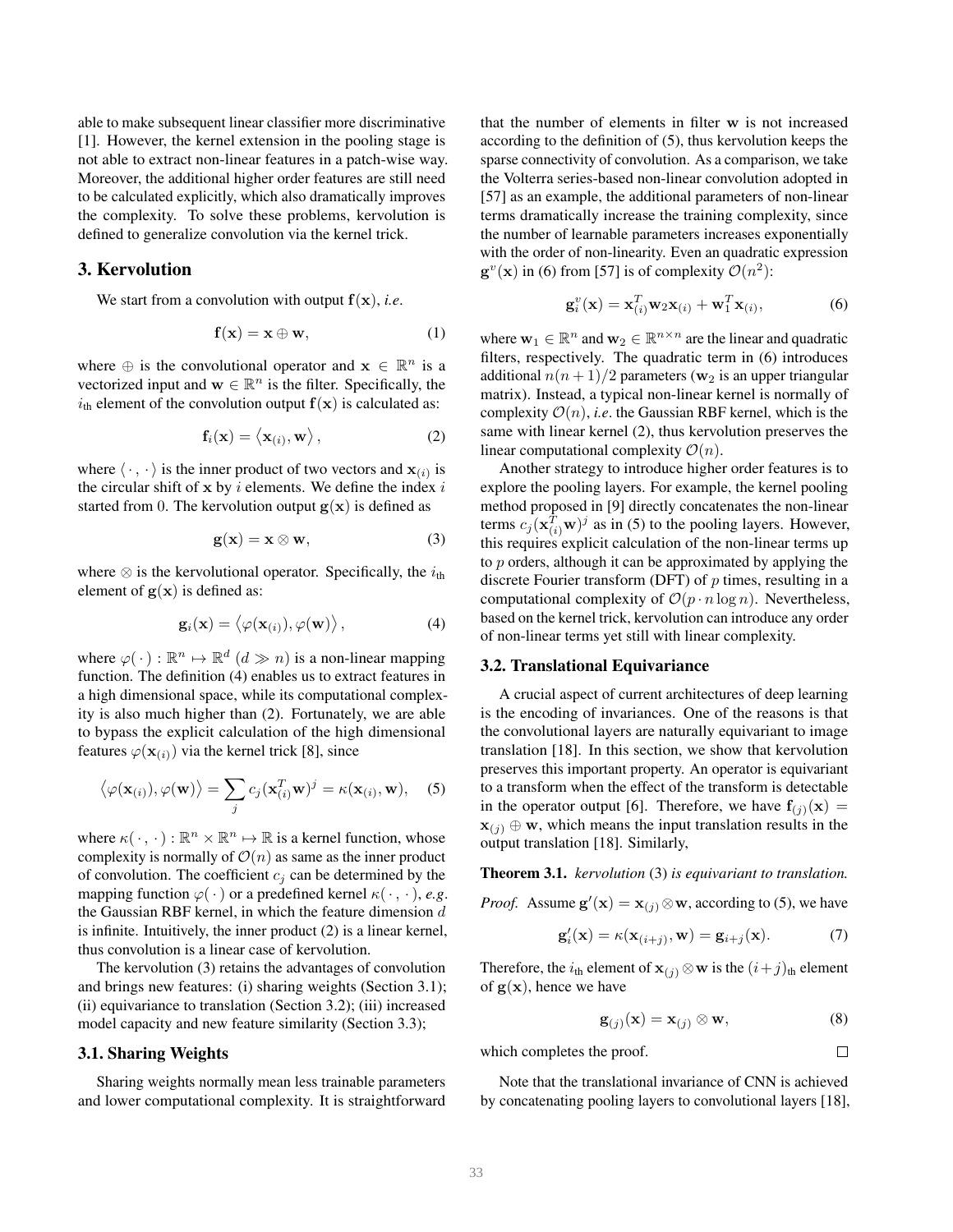able to make subsequent linear classifier more discriminative [1]. However, the kernel extension in the pooling stage is not able to extract non-linear features in a patch-wise way. Moreover, the additional higher order features are still need to be calculated explicitly, which also dramatically improves the complexity. To solve these problems, kervolution is defined to generalize convolution via the kernel trick.

## 3. Kervolution

We start from a convolution with output $\mathbf{f}(\mathbf{x})$, *i.e*.

$$\mathbf{f}(\mathbf{x}) = \mathbf{x} \oplus \mathbf{w}, \tag{1}$$

where $\oplus$ is the convolutional operator and $\mathbf{x} \in \mathbb{R}^n$ is a vectorized input and $\mathbf{w} \in \mathbb{R}^n$ is the filter. Specifically, the $i_{\text{th}}$ element of the convolution output $\mathbf{f}(\mathbf{x})$ is calculated as:

$$\mathbf{f}_i(\mathbf{x}) = \left\langle \mathbf{x}_{(i)}, \mathbf{w} \right\rangle, \tag{2}$$

where $\langle \cdot , \cdot \rangle$ is the inner product of two vectors and $\mathbf{x}_{(i)}$ is the circular shift of $\mathbf{x}$ by $i$ elements. We define the index $i$ started from 0. The kervolution output $\mathbf{g}(\mathbf{x})$ is defined as

$$\mathbf{g}(\mathbf{x}) = \mathbf{x} \otimes \mathbf{w}, \tag{3}$$

where $\otimes$ is the kervolutional operator. Specifically, the $i_{\text{th}}$ element of $\mathbf{g}(\mathbf{x})$ is defined as:

$$\mathbf{g}_i(\mathbf{x}) = \left\langle \varphi(\mathbf{x}_{(i)}), \varphi(\mathbf{w}) \right\rangle, \tag{4}$$

where $\varphi( \cdot ) : \mathbb{R}^n \mapsto \mathbb{R}^d$ $(d \gg n)$ is a non-linear mapping function. The definition (4) enables us to extract features in a high dimensional space, while its computational complexity is also much higher than (2). Fortunately, we are able to bypass the explicit calculation of the high dimensional features $\varphi(\mathbf{x}_{(i)})$ via the kernel trick [8], since

$$\left\langle \varphi(\mathbf{x}_{(i)}), \varphi(\mathbf{w}) \right\rangle = \sum_j c_j (\mathbf{x}_{(i)}^T \mathbf{w})^j = \kappa(\mathbf{x}_{(i)}, \mathbf{w}), \tag{5}$$

where $\kappa( \cdot , \cdot ) : \mathbb{R}^n \times \mathbb{R}^n \mapsto \mathbb{R}$ is a kernel function, whose complexity is normally of $\mathcal{O}(n)$ as same as the inner product of convolution. The coefficient $c_j$ can be determined by the mapping function $\varphi( \cdot )$ or a predefined kernel $\kappa( \cdot , \cdot )$, *e.g*. the Gaussian RBF kernel, in which the feature dimension $d$ is infinite. Intuitively, the inner product (2) is a linear kernel, thus convolution is a linear case of kervolution.

The kervolution (3) retains the advantages of convolution and brings new features: (i) sharing weights (Section 3.1); (ii) equivariance to translation (Section 3.2); (iii) increased model capacity and new feature similarity (Section 3.3);

### 3.1. Sharing Weights

Sharing weights normally mean less trainable parameters and lower computational complexity. It is straightforward that the number of elements in filter $\mathbf{w}$ is not increased according to the definition of (5), thus kervolution keeps the sparse connectivity of convolution. As a comparison, we take the Volterra series-based non-linear convolution adopted in [57] as an example, the additional parameters of non-linear terms dramatically increase the training complexity, since the number of learnable parameters increases exponentially with the order of non-linearity. Even an quadratic expression $\mathbf{g}^v(\mathbf{x})$ in (6) from [57] is of complexity $\mathcal{O}(n^2)$:

$$\mathbf{g}_i^v(\mathbf{x}) = \mathbf{x}_{(i)}^T \mathbf{w}_2 \mathbf{x}_{(i)} + \mathbf{w}_1^T \mathbf{x}_{(i)}, \tag{6}$$

where $\mathbf{w}_1 \in \mathbb{R}^n$ and $\mathbf{w}_2 \in \mathbb{R}^{n \times n}$ are the linear and quadratic filters, respectively. The quadratic term in (6) introduces additional $n(n+1)/2$ parameters ($\mathbf{w}_2$ is an upper triangular matrix). Instead, a typical non-linear kernel is normally of complexity $\mathcal{O}(n)$, *i.e*. the Gaussian RBF kernel, which is the same with linear kernel (2), thus kervolution preserves the linear computational complexity $\mathcal{O}(n)$.

Another strategy to introduce higher order features is to explore the pooling layers. For example, the kernel pooling method proposed in [9] directly concatenates the non-linear terms $c_j(\mathbf{x}_{(i)}^T \mathbf{w})^j$ as in (5) to the pooling layers. However, this requires explicit calculation of the non-linear terms up to $p$ orders, although it can be approximated by applying the discrete Fourier transform (DFT) of $p$ times, resulting in a computational complexity of $\mathcal{O}(p \cdot n \log n)$. Nevertheless, based on the kernel trick, kervolution can introduce any order of non-linear terms yet still with linear complexity.

### 3.2. Translational Equivariance

A crucial aspect of current architectures of deep learning is the encoding of invariances. One of the reasons is that the convolutional layers are naturally equivariant to image translation [18]. In this section, we show that kervolution preserves this important property. An operator is equivariant to a transform when the effect of the transform is detectable in the operator output [6]. Therefore, we have $\mathbf{f}_{(j)}(\mathbf{x}) = \mathbf{x}_{(j)} \oplus \mathbf{w}$, which means the input translation results in the output translation [18]. Similarly,

**Theorem 3.1.** *kervolution* (3) *is equivariant to translation.*

*Proof.* Assume $\mathbf{g}'(\mathbf{x}) = \mathbf{x}_{(j)} \otimes \mathbf{w}$, according to (5), we have

$$\mathbf{g}_i'(\mathbf{x}) = \kappa(\mathbf{x}_{(i+j)}, \mathbf{w}) = \mathbf{g}_{i+j}(\mathbf{x}). \tag{7}$$

Therefore, the $i_{\text{th}}$ element of $\mathbf{x}_{(j)} \otimes \mathbf{w}$ is the $(i+j)_{\text{th}}$ element of $\mathbf{g}(\mathbf{x})$, hence we have

$$\mathbf{g}_{(j)}(\mathbf{x}) = \mathbf{x}_{(j)} \otimes \mathbf{w}, \tag{8}$$

which completes the proof. □

Note that the translational invariance of CNN is achieved by concatenating pooling layers to convolutional layers [18],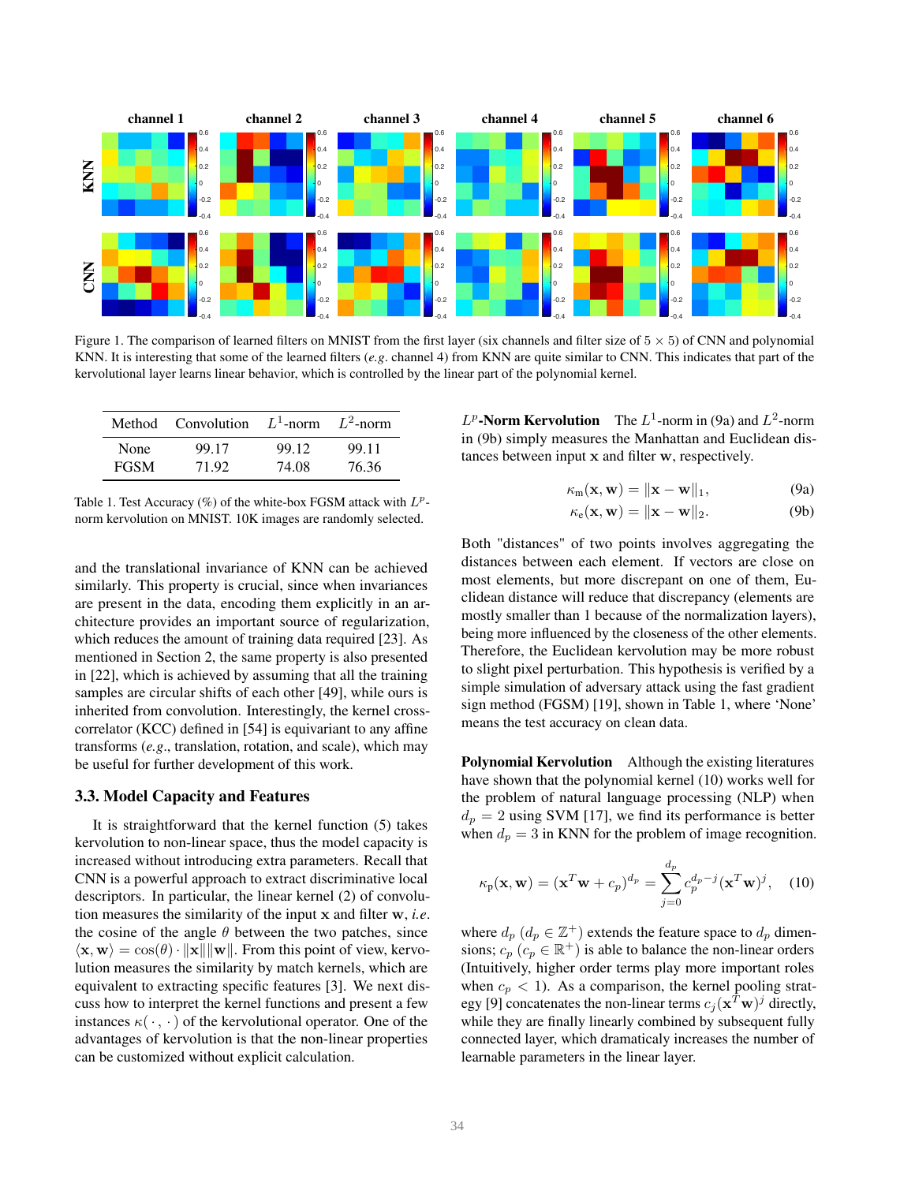Figure 1. The comparison of learned filters on MNIST from the first layer (six channels and filter size of $5 \times 5$) of CNN and polynomial KNN. It is interesting that some of the learned filters (*e.g.* channel 4) from KNN are quite similar to CNN. This indicates that part of the kervolutional layer learns linear behavior, which is controlled by the linear part of the polynomial kernel.

| Method | Convolution | $L^1$-norm | $L^2$-norm |
|---|---|---|---|
| None | 99.17 | 99.12 | 99.11 |
| FGSM | 71.92 | 74.08 | 76.36 |

Table 1. Test Accuracy (%) of the white-box FGSM attack with $L^p$-norm kervolution on MNIST. 10K images are randomly selected.

and the translational invariance of KNN can be achieved similarly. This property is crucial, since when invariances are present in the data, encoding them explicitly in an architecture provides an important source of regularization, which reduces the amount of training data required [23]. As mentioned in Section 2, the same property is also presented in [22], which is achieved by assuming that all the training samples are circular shifts of each other [49], while ours is inherited from convolution. Interestingly, the kernel cross-correlator (KCC) defined in [54] is equivariant to any affine transforms (*e.g.*, translation, rotation, and scale), which may be useful for further development of this work.

### 3.3. Model Capacity and Features

It is straightforward that the kernel function (5) takes kervolution to non-linear space, thus the model capacity is increased without introducing extra parameters. Recall that CNN is a powerful approach to extract discriminative local descriptors. In particular, the linear kernel (2) of convolution measures the similarity of the input $\mathbf{x}$ and filter $\mathbf{w}$, *i.e.* the cosine of the angle $\theta$ between the two patches, since $\langle \mathbf{x}, \mathbf{w} \rangle = \cos(\theta) \cdot \|\mathbf{x}\| \|\mathbf{w}\|$. From this point of view, kervolution measures the similarity by match kernels, which are equivalent to extracting specific features [3]. We next discuss how to interpret the kernel functions and present a few instances $\kappa(\cdot, \cdot)$ of the kervolutional operator. One of the advantages of kervolution is that the non-linear properties can be customized without explicit calculation.

**$L^p$-Norm Kervolution** The $L^1$-norm in (9a) and $L^2$-norm in (9b) simply measures the Manhattan and Euclidean distances between input $\mathbf{x}$ and filter $\mathbf{w}$, respectively.

$$\kappa_{\mathrm{m}}(\mathbf{x}, \mathbf{w}) = \|\mathbf{x} - \mathbf{w}\|_1, \tag{9a}$$

$$\kappa_{\mathrm{e}}(\mathbf{x}, \mathbf{w}) = \|\mathbf{x} - \mathbf{w}\|_2. \tag{9b}$$

Both "distances" of two points involves aggregating the distances between each element. If vectors are close on most elements, but more discrepant on one of them, Euclidean distance will reduce that discrepancy (elements are mostly smaller than 1 because of the normalization layers), being more influenced by the closeness of the other elements. Therefore, the Euclidean kervolution may be more robust to slight pixel perturbation. This hypothesis is verified by a simple simulation of adversary attack using the fast gradient sign method (FGSM) [19], shown in Table 1, where 'None' means the test accuracy on clean data.

**Polynomial Kervolution** Although the existing literatures have shown that the polynomial kernel (10) works well for the problem of natural language processing (NLP) when $d_p = 2$ using SVM [17], we find its performance is better when $d_p = 3$ in KNN for the problem of image recognition.

$$\kappa_{\mathrm{p}}(\mathbf{x}, \mathbf{w}) = (\mathbf{x}^T \mathbf{w} + c_p)^{d_p} = \sum_{j=0}^{d_p} c_p^{d_p - j} (\mathbf{x}^T \mathbf{w})^j, \tag{10}$$

where $d_p$ ($d_p \in \mathbb{Z}^+$) extends the feature space to $d_p$ dimensions; $c_p$ ($c_p \in \mathbb{R}^+$) is able to balance the non-linear orders (Intuitively, higher order terms play more important roles when $c_p < 1$). As a comparison, the kernel pooling strategy [9] concatenates the non-linear terms $c_j (\mathbf{x}^T \mathbf{w})^j$ directly, while they are finally linearly combined by subsequent fully connected layer, which dramaticaly increases the number of learnable parameters in the linear layer.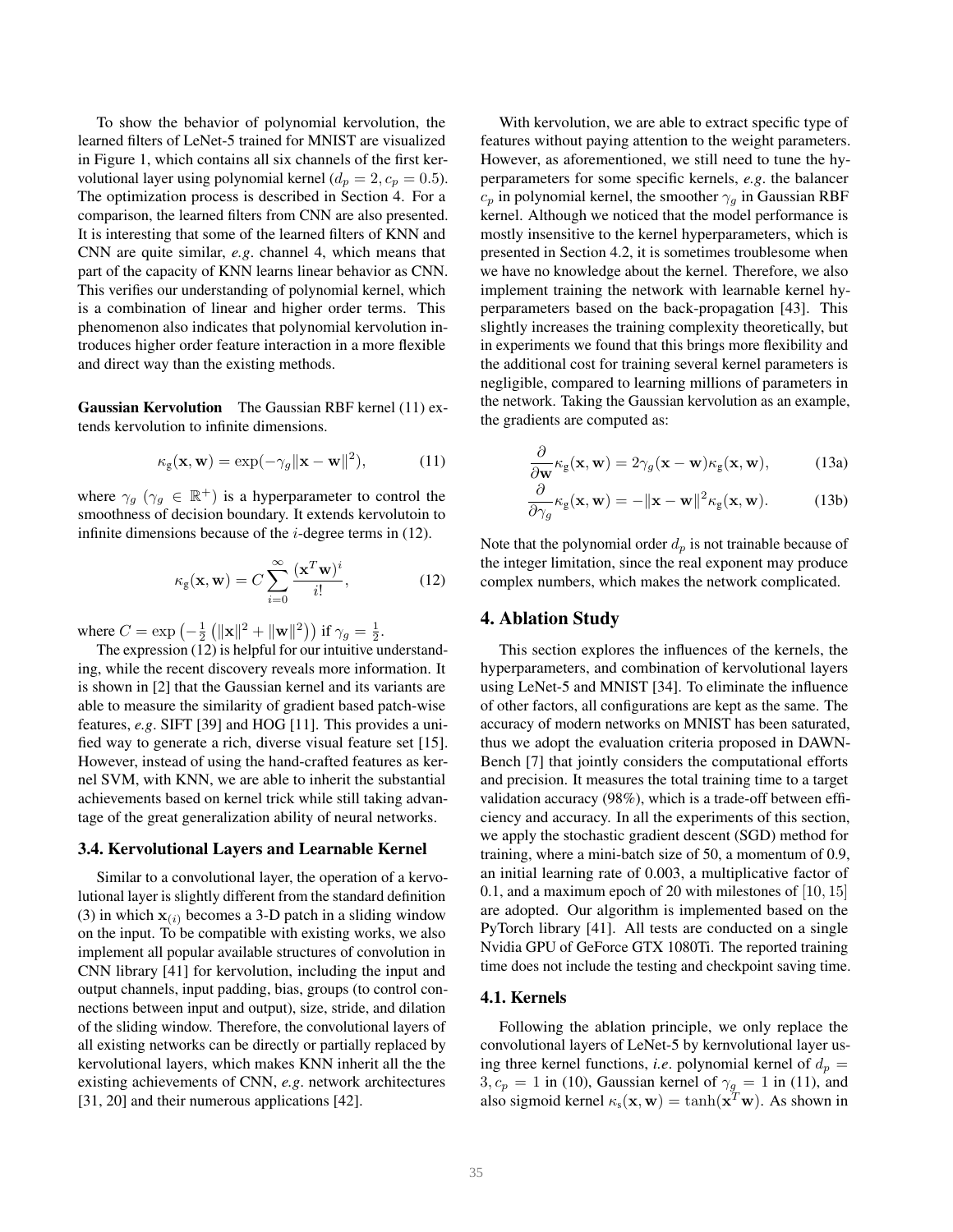To show the behavior of polynomial kervolution, the learned filters of LeNet-5 trained for MNIST are visualized in Figure 1, which contains all six channels of the first kervolutional layer using polynomial kernel ($d_p = 2, c_p = 0.5$). The optimization process is described in Section 4. For a comparison, the learned filters from CNN are also presented. It is interesting that some of the learned filters of KNN and CNN are quite similar, *e.g*. channel 4, which means that part of the capacity of KNN learns linear behavior as CNN. This verifies our understanding of polynomial kernel, which is a combination of linear and higher order terms. This phenomenon also indicates that polynomial kervolution introduces higher order feature interaction in a more flexible and direct way than the existing methods.

**Gaussian Kervolution** The Gaussian RBF kernel (11) extends kervolution to infinite dimensions.

$$\kappa_{\mathrm{g}}(\mathbf{x}, \mathbf{w}) = \exp(-\gamma_g \|\mathbf{x} - \mathbf{w}\|^2), \tag{11}$$

where $\gamma_g$ ($\gamma_g \in \mathbb{R}^+$) is a hyperparameter to control the smoothness of decision boundary. It extends kervolutoin to infinite dimensions because of the $i$-degree terms in (12).

$$\kappa_{\mathrm{g}}(\mathbf{x}, \mathbf{w}) = C \sum_{i=0}^{\infty} \frac{(\mathbf{x}^T \mathbf{w})^i}{i!}, \tag{12}$$

where $C = \exp\left(-\frac{1}{2}\left(\|\mathbf{x}\|^2 + \|\mathbf{w}\|^2\right)\right)$ if $\gamma_g = \frac{1}{2}$.

The expression (12) is helpful for our intuitive understanding, while the recent discovery reveals more information. It is shown in [2] that the Gaussian kernel and its variants are able to measure the similarity of gradient based patch-wise features, *e.g*. SIFT [39] and HOG [11]. This provides a unified way to generate a rich, diverse visual feature set [15]. However, instead of using the hand-crafted features as kernel SVM, with KNN, we are able to inherit the substantial achievements based on kernel trick while still taking advantage of the great generalization ability of neural networks.

### 3.4. Kervolutional Layers and Learnable Kernel

Similar to a convolutional layer, the operation of a kervolutional layer is slightly different from the standard definition (3) in which $\mathbf{x}_{(i)}$ becomes a 3-D patch in a sliding window on the input. To be compatible with existing works, we also implement all popular available structures of convolution in CNN library [41] for kervolution, including the input and output channels, input padding, bias, groups (to control connections between input and output), size, stride, and dilation of the sliding window. Therefore, the convolutional layers of all existing networks can be directly or partially replaced by kervolutional layers, which makes KNN inherit all the the existing achievements of CNN, *e.g*. network architectures [31, 20] and their numerous applications [42].

With kervolution, we are able to extract specific type of features without paying attention to the weight parameters. However, as aforementioned, we still need to tune the hyperparameters for some specific kernels, *e.g*. the balancer $c_p$ in polynomial kernel, the smoother $\gamma_g$ in Gaussian RBF kernel. Although we noticed that the model performance is mostly insensitive to the kernel hyperparameters, which is presented in Section 4.2, it is sometimes troublesome when we have no knowledge about the kernel. Therefore, we also implement training the network with learnable kernel hyperparameters based on the back-propagation [43]. This slightly increases the training complexity theoretically, but in experiments we found that this brings more flexibility and the additional cost for training several kernel parameters is negligible, compared to learning millions of parameters in the network. Taking the Gaussian kervolution as an example, the gradients are computed as:

$$\frac{\partial}{\partial \mathbf{w}} \kappa_{\mathrm{g}}(\mathbf{x}, \mathbf{w}) = 2\gamma_g (\mathbf{x} - \mathbf{w}) \kappa_{\mathrm{g}}(\mathbf{x}, \mathbf{w}), \tag{13a}$$

$$\frac{\partial}{\partial \gamma_g} \kappa_{\mathrm{g}}(\mathbf{x}, \mathbf{w}) = -\|\mathbf{x} - \mathbf{w}\|^2 \kappa_{\mathrm{g}}(\mathbf{x}, \mathbf{w}). \tag{13b}$$

Note that the polynomial order $d_p$ is not trainable because of the integer limitation, since the real exponent may produce complex numbers, which makes the network complicated.

## 4. Ablation Study

This section explores the influences of the kernels, the hyperparameters, and combination of kervolutional layers using LeNet-5 and MNIST [34]. To eliminate the influence of other factors, all configurations are kept as the same. The accuracy of modern networks on MNIST has been saturated, thus we adopt the evaluation criteria proposed in DAWN-Bench [7] that jointly considers the computational efforts and precision. It measures the total training time to a target validation accuracy (98%), which is a trade-off between efficiency and accuracy. In all the experiments of this section, we apply the stochastic gradient descent (SGD) method for training, where a mini-batch size of 50, a momentum of 0.9, an initial learning rate of 0.003, a multiplicative factor of 0.1, and a maximum epoch of 20 with milestones of $[10, 15]$ are adopted. Our algorithm is implemented based on the PyTorch library [41]. All tests are conducted on a single Nvidia GPU of GeForce GTX 1080Ti. The reported training time does not include the testing and checkpoint saving time.

### 4.1. Kernels

Following the ablation principle, we only replace the convolutional layers of LeNet-5 by kernvolutional layer using three kernel functions, *i.e*. polynomial kernel of $d_p = 3, c_p = 1$ in (10), Gaussian kernel of $\gamma_g = 1$ in (11), and also sigmoid kernel $\kappa_{\mathrm{s}}(\mathbf{x}, \mathbf{w}) = \tanh(\mathbf{x}^T \mathbf{w})$. As shown in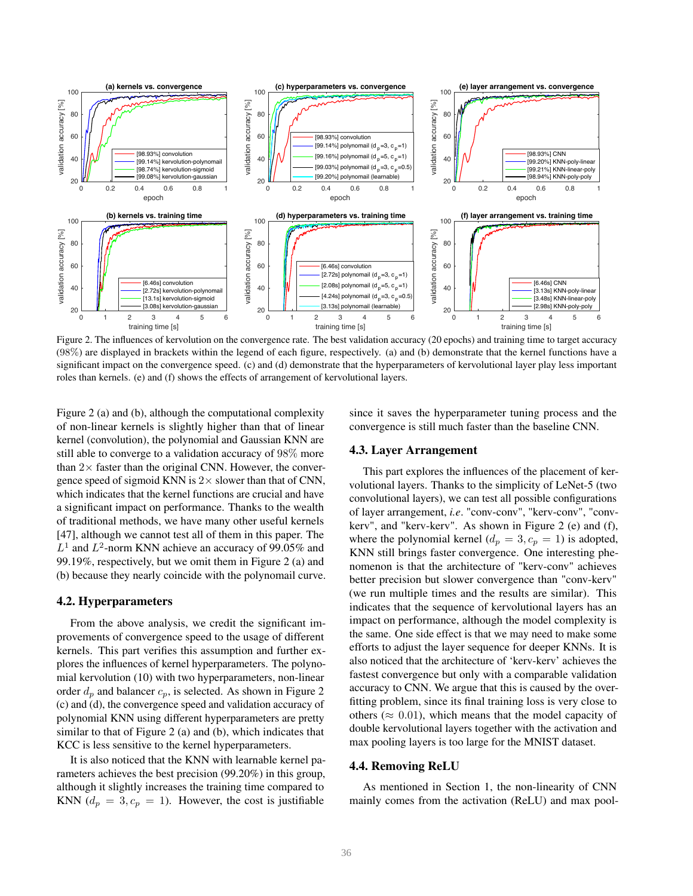Figure 2. The influences of kervolution on the convergence rate. The best validation accuracy (20 epochs) and training time to target accuracy (98%) are displayed in brackets within the legend of each figure, respectively. (a) and (b) demonstrate that the kernel functions have a significant impact on the convergence speed. (c) and (d) demonstrate that the hyperparameters of kervolutional layer play less important roles than kernels. (e) and (f) shows the effects of arrangement of kervolutional layers.

Figure 2 (a) and (b), although the computational complexity of non-linear kernels is slightly higher than that of linear kernel (convolution), the polynomial and Gaussian KNN are still able to converge to a validation accuracy of 98% more than $2\times$ faster than the original CNN. However, the convergence speed of sigmoid KNN is $2\times$ slower than that of CNN, which indicates that the kernel functions are crucial and have a significant impact on performance. Thanks to the wealth of traditional methods, we have many other useful kernels [47], although we cannot test all of them in this paper. The $L^1$ and $L^2$-norm KNN achieve an accuracy of 99.05% and 99.19%, respectively, but we omit them in Figure 2 (a) and (b) because they nearly coincide with the polynomail curve.

## 4.2. Hyperparameters

From the above analysis, we credit the significant improvements of convergence speed to the usage of different kernels. This part verifies this assumption and further explores the influences of kernel hyperparameters. The polynomial kervolution (10) with two hyperparameters, non-linear order $d_p$ and balancer $c_p$, is selected. As shown in Figure 2 (c) and (d), the convergence speed and validation accuracy of polynomial KNN using different hyperparameters are pretty similar to that of Figure 2 (a) and (b), which indicates that KCC is less sensitive to the kernel hyperparameters.

It is also noticed that the KNN with learnable kernel parameters achieves the best precision (99.20%) in this group, although it slightly increases the training time compared to KNN ($d_p = 3, c_p = 1$). However, the cost is justifiable since it saves the hyperparameter tuning process and the convergence is still much faster than the baseline CNN.

## 4.3. Layer Arrangement

This part explores the influences of the placement of kervolutional layers. Thanks to the simplicity of LeNet-5 (two convolutional layers), we can test all possible configurations of layer arrangement, *i.e.* "conv-conv", "kerv-conv", "conv-kerv", and "kerv-kerv". As shown in Figure 2 (e) and (f), where the polynomial kernel ($d_p = 3, c_p = 1$) is adopted, KNN still brings faster convergence. One interesting phenomenon is that the architecture of "kerv-conv" achieves better precision but slower convergence than "conv-kerv" (we run multiple times and the results are similar). This indicates that the sequence of kervolutional layers has an impact on performance, although the model complexity is the same. One side effect is that we may need to make some efforts to adjust the layer sequence for deeper KNNs. It is also noticed that the architecture of 'kerv-kerv' achieves the fastest convergence but only with a comparable validation accuracy to CNN. We argue that this is caused by the overfitting problem, since its final training loss is very close to others ($\approx 0.01$), which means that the model capacity of double kervolutional layers together with the activation and max pooling layers is too large for the MNIST dataset.

## 4.4. Removing ReLU

As mentioned in Section 1, the non-linearity of CNN mainly comes from the activation (ReLU) and max pool-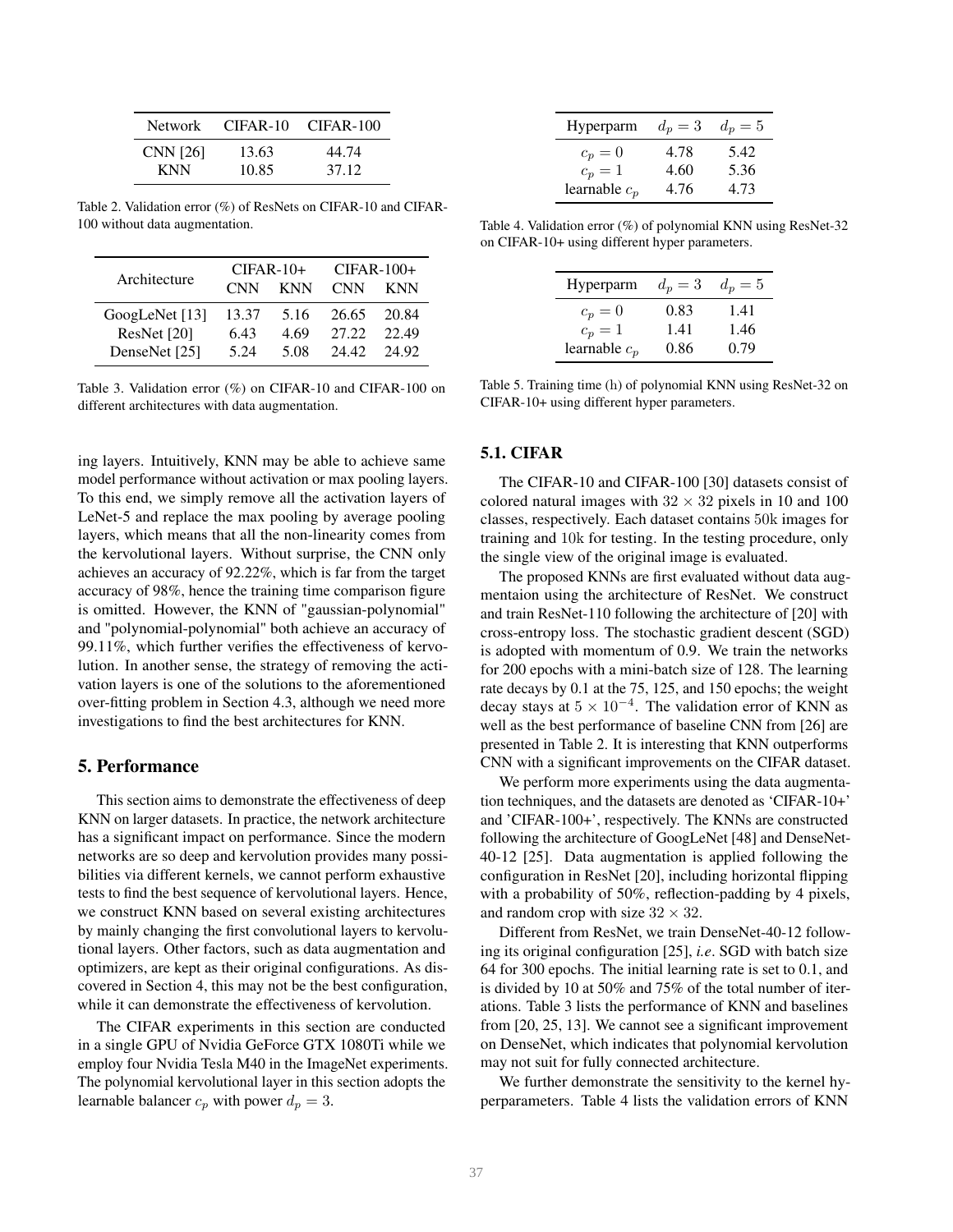| Network | CIFAR-10 | CIFAR-100 |
|---|---|---|
| CNN [26] | 13.63 | 44.74 |
| KNN | 10.85 | 37.12 |

Table 2. Validation error (%) of ResNets on CIFAR-10 and CIFAR-100 without data augmentation.

| Architecture | CIFAR-10+ | | CIFAR-100+ | |
|---|---|---|---|---|
| | CNN | KNN | CNN | KNN |
| GoogLeNet [13] | 13.37 | 5.16 | 26.65 | 20.84 |
| ResNet [20] | 6.43 | 4.69 | 27.22 | 22.49 |
| DenseNet [25] | 5.24 | 5.08 | 24.42 | 24.92 |

Table 3. Validation error (%) on CIFAR-10 and CIFAR-100 on different architectures with data augmentation.

ing layers. Intuitively, KNN may be able to achieve same model performance without activation or max pooling layers. To this end, we simply remove all the activation layers of LeNet-5 and replace the max pooling by average pooling layers, which means that all the non-linearity comes from the kervolutional layers. Without surprise, the CNN only achieves an accuracy of 92.22%, which is far from the target accuracy of 98%, hence the training time comparison figure is omitted. However, the KNN of "gaussian-polynomial" and "polynomial-polynomial" both achieve an accuracy of 99.11%, which further verifies the effectiveness of kervolution. In another sense, the strategy of removing the activation layers is one of the solutions to the aforementioned over-fitting problem in Section 4.3, although we need more investigations to find the best architectures for KNN.

## 5. Performance

This section aims to demonstrate the effectiveness of deep KNN on larger datasets. In practice, the network architecture has a significant impact on performance. Since the modern networks are so deep and kervolution provides many possibilities via different kernels, we cannot perform exhaustive tests to find the best sequence of kervolutional layers. Hence, we construct KNN based on several existing architectures by mainly changing the first convolutional layers to kervolutional layers. Other factors, such as data augmentation and optimizers, are kept as their original configurations. As discovered in Section 4, this may not be the best configuration, while it can demonstrate the effectiveness of kervolution.

The CIFAR experiments in this section are conducted in a single GPU of Nvidia GeForce GTX 1080Ti while we employ four Nvidia Tesla M40 in the ImageNet experiments. The polynomial kervolutional layer in this section adopts the learnable balancer $c_p$ with power $d_p = 3$.

| Hyperparm | $d_p = 3$ | $d_p = 5$ |
|---|---|---|
| $c_p = 0$ | 4.78 | 5.42 |
| $c_p = 1$ | 4.60 | 5.36 |
| learnable $c_p$ | 4.76 | 4.73 |

Table 4. Validation error (%) of polynomial KNN using ResNet-32 on CIFAR-10+ using different hyper parameters.

| Hyperparm | $d_p = 3$ | $d_p = 5$ |
|---|---|---|
| $c_p = 0$ | 0.83 | 1.41 |
| $c_p = 1$ | 1.41 | 1.46 |
| learnable $c_p$ | 0.86 | 0.79 |

Table 5. Training time (h) of polynomial KNN using ResNet-32 on CIFAR-10+ using different hyper parameters.

### 5.1. CIFAR

The CIFAR-10 and CIFAR-100 [30] datasets consist of colored natural images with $32 \times 32$ pixels in 10 and 100 classes, respectively. Each dataset contains 50k images for training and 10k for testing. In the testing procedure, only the single view of the original image is evaluated.

The proposed KNNs are first evaluated without data augmentaion using the architecture of ResNet. We construct and train ResNet-110 following the architecture of [20] with cross-entropy loss. The stochastic gradient descent (SGD) is adopted with momentum of 0.9. We train the networks for 200 epochs with a mini-batch size of 128. The learning rate decays by 0.1 at the 75, 125, and 150 epochs; the weight decay stays at $5 \times 10^{-4}$. The validation error of KNN as well as the best performance of baseline CNN from [26] are presented in Table 2. It is interesting that KNN outperforms CNN with a significant improvements on the CIFAR dataset.

We perform more experiments using the data augmentation techniques, and the datasets are denoted as 'CIFAR-10+' and 'CIFAR-100+', respectively. The KNNs are constructed following the architecture of GoogLeNet [48] and DenseNet-40-12 [25]. Data augmentation is applied following the configuration in ResNet [20], including horizontal flipping with a probability of 50%, reflection-padding by 4 pixels, and random crop with size $32 \times 32$.

Different from ResNet, we train DenseNet-40-12 following its original configuration [25], *i.e*. SGD with batch size 64 for 300 epochs. The initial learning rate is set to 0.1, and is divided by 10 at 50% and 75% of the total number of iterations. Table 3 lists the performance of KNN and baselines from [20, 25, 13]. We cannot see a significant improvement on DenseNet, which indicates that polynomial kervolution may not suit for fully connected architecture.

We further demonstrate the sensitivity to the kernel hyperparameters. Table 4 lists the validation errors of KNN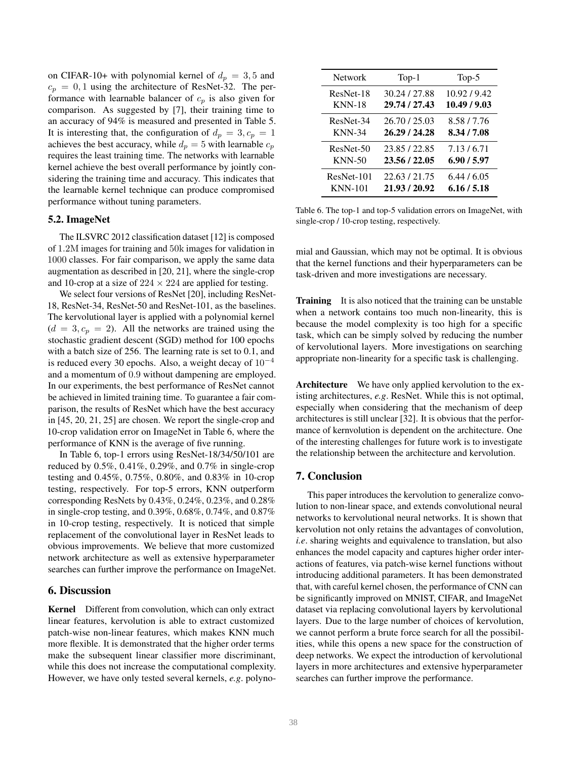on CIFAR-10+ with polynomial kernel of $d_p = 3, 5$ and $c_p = 0, 1$ using the architecture of ResNet-32. The performance with learnable balancer of $c_p$ is also given for comparison. As suggested by [7], their training time to an accuracy of 94% is measured and presented in Table 5. It is interesting that, the configuration of $d_p = 3, c_p = 1$ achieves the best accuracy, while $d_p = 5$ with learnable $c_p$ requires the least training time. The networks with learnable kernel achieve the best overall performance by jointly considering the training time and accuracy. This indicates that the learnable kernel technique can produce compromised performance without tuning parameters.

## 5.2. ImageNet

The ILSVRC 2012 classification dataset [12] is composed of $1.2$M images for training and $50$k images for validation in $1000$ classes. For fair comparison, we apply the same data augmentation as described in [20, 21], where the single-crop and 10-crop at a size of $224 \times 224$ are applied for testing.

We select four versions of ResNet [20], including ResNet-18, ResNet-34, ResNet-50 and ResNet-101, as the baselines. The kervolutional layer is applied with a polynomial kernel ($d = 3, c_p = 2$). All the networks are trained using the stochastic gradient descent (SGD) method for 100 epochs with a batch size of 256. The learning rate is set to 0.1, and is reduced every 30 epochs. Also, a weight decay of $10^{-4}$ and a momentum of $0.9$ without dampening are employed. In our experiments, the best performance of ResNet cannot be achieved in limited training time. To guarantee a fair comparison, the results of ResNet which have the best accuracy in [45, 20, 21, 25] are chosen. We report the single-crop and 10-crop validation error on ImageNet in Table 6, where the performance of KNN is the average of five running.

In Table 6, top-1 errors using ResNet-18/34/50/101 are reduced by 0.5%, 0.41%, 0.29%, and 0.7% in single-crop testing and 0.45%, 0.75%, 0.80%, and 0.83% in 10-crop testing, respectively. For top-5 errors, KNN outperform corresponding ResNets by 0.43%, 0.24%, 0.23%, and 0.28% in single-crop testing, and 0.39%, 0.68%, 0.74%, and 0.87% in 10-crop testing, respectively. It is noticed that simple replacement of the convolutional layer in ResNet leads to obvious improvements. We believe that more customized network architecture as well as extensive hyperparameter searches can further improve the performance on ImageNet.

| Network | Top-1 | Top-5 |
|---|---|---|
| ResNet-18 | 30.24 / 27.88 | 10.92 / 9.42 |
| KNN-18 | **29.74 / 27.43** | **10.49 / 9.03** |
| ResNet-34 | 26.70 / 25.03 | 8.58 / 7.76 |
| KNN-34 | **26.29 / 24.28** | **8.34 / 7.08** |
| ResNet-50 | 23.85 / 22.85 | 7.13 / 6.71 |
| KNN-50 | **23.56 / 22.05** | **6.90 / 5.97** |
| ResNet-101 | 22.63 / 21.75 | 6.44 / 6.05 |
| KNN-101 | **21.93 / 20.92** | **6.16 / 5.18** |

Table 6. The top-1 and top-5 validation errors on ImageNet, with single-crop / 10-crop testing, respectively.

## 6. Discussion

**Kernel** Different from convolution, which can only extract linear features, kervolution is able to extract customized patch-wise non-linear features, which makes KNN much more flexible. It is demonstrated that the higher order terms make the subsequent linear classifier more discriminant, while this does not increase the computational complexity. However, we have only tested several kernels, *e.g*. polynomial and Gaussian, which may not be optimal. It is obvious that the kernel functions and their hyperparameters can be task-driven and more investigations are necessary.

**Training** It is also noticed that the training can be unstable when a network contains too much non-linearity, this is because the model complexity is too high for a specific task, which can be simply solved by reducing the number of kervolutional layers. More investigations on searching appropriate non-linearity for a specific task is challenging.

**Architecture** We have only applied kervolution to the existing architectures, *e.g*. ResNet. While this is not optimal, especially when considering that the mechanism of deep architectures is still unclear [32]. It is obvious that the performance of kernvolution is dependent on the architecture. One of the interesting challenges for future work is to investigate the relationship between the architecture and kervolution.

## 7. Conclusion

This paper introduces the kervolution to generalize convolution to non-linear space, and extends convolutional neural networks to kervolutional neural networks. It is shown that kervolution not only retains the advantages of convolution, *i.e*. sharing weights and equivalence to translation, but also enhances the model capacity and captures higher order interactions of features, via patch-wise kernel functions without introducing additional parameters. It has been demonstrated that, with careful kernel chosen, the performance of CNN can be significantly improved on MNIST, CIFAR, and ImageNet dataset via replacing convolutional layers by kervolutional layers. Due to the large number of choices of kervolution, we cannot perform a brute force search for all the possibilities, while this opens a new space for the construction of deep networks. We expect the introduction of kervolutional layers in more architectures and extensive hyperparameter searches can further improve the performance.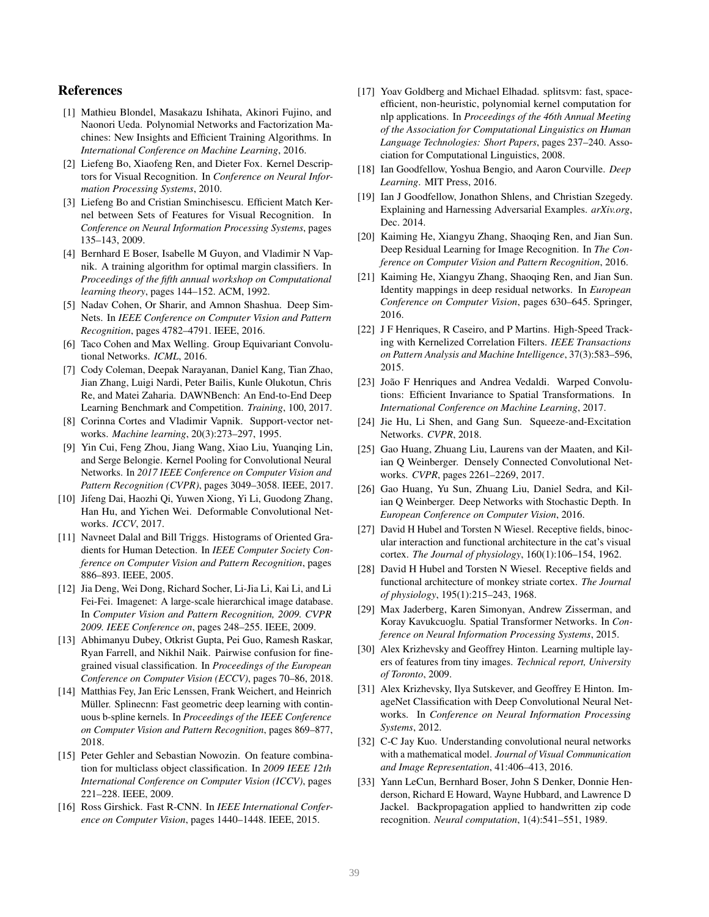## References

[1] Mathieu Blondel, Masakazu Ishihata, Akinori Fujino, and Naonori Ueda. Polynomial Networks and Factorization Machines: New Insights and Efficient Training Algorithms. In *International Conference on Machine Learning*, 2016.

[2] Liefeng Bo, Xiaofeng Ren, and Dieter Fox. Kernel Descriptors for Visual Recognition. In *Conference on Neural Information Processing Systems*, 2010.

[3] Liefeng Bo and Cristian Sminchisescu. Efficient Match Kernel between Sets of Features for Visual Recognition. In *Conference on Neural Information Processing Systems*, pages 135–143, 2009.

[4] Bernhard E Boser, Isabelle M Guyon, and Vladimir N Vapnik. A training algorithm for optimal margin classifiers. In *Proceedings of the fifth annual workshop on Computational learning theory*, pages 144–152. ACM, 1992.

[5] Nadav Cohen, Or Sharir, and Amnon Shashua. Deep SimNets. In *IEEE Conference on Computer Vision and Pattern Recognition*, pages 4782–4791. IEEE, 2016.

[6] Taco Cohen and Max Welling. Group Equivariant Convolutional Networks. *ICML*, 2016.

[7] Cody Coleman, Deepak Narayanan, Daniel Kang, Tian Zhao, Jian Zhang, Luigi Nardi, Peter Bailis, Kunle Olukotun, Chris Re, and Matei Zaharia. DAWNBench: An End-to-End Deep Learning Benchmark and Competition. *Training*, 100, 2017.

[8] Corinna Cortes and Vladimir Vapnik. Support-vector networks. *Machine learning*, 20(3):273–297, 1995.

[9] Yin Cui, Feng Zhou, Jiang Wang, Xiao Liu, Yuanqing Lin, and Serge Belongie. Kernel Pooling for Convolutional Neural Networks. In *2017 IEEE Conference on Computer Vision and Pattern Recognition (CVPR)*, pages 3049–3058. IEEE, 2017.

[10] Jifeng Dai, Haozhi Qi, Yuwen Xiong, Yi Li, Guodong Zhang, Han Hu, and Yichen Wei. Deformable Convolutional Networks. *ICCV*, 2017.

[11] Navneet Dalal and Bill Triggs. Histograms of Oriented Gradients for Human Detection. In *IEEE Computer Society Conference on Computer Vision and Pattern Recognition*, pages 886–893. IEEE, 2005.

[12] Jia Deng, Wei Dong, Richard Socher, Li-Jia Li, Kai Li, and Li Fei-Fei. Imagenet: A large-scale hierarchical image database. In *Computer Vision and Pattern Recognition, 2009. CVPR 2009. IEEE Conference on*, pages 248–255. IEEE, 2009.

[13] Abhimanyu Dubey, Otkrist Gupta, Pei Guo, Ramesh Raskar, Ryan Farrell, and Nikhil Naik. Pairwise confusion for fine-grained visual classification. In *Proceedings of the European Conference on Computer Vision (ECCV)*, pages 70–86, 2018.

[14] Matthias Fey, Jan Eric Lenssen, Frank Weichert, and Heinrich Müller. Splinecnn: Fast geometric deep learning with continuous b-spline kernels. In *Proceedings of the IEEE Conference on Computer Vision and Pattern Recognition*, pages 869–877, 2018.

[15] Peter Gehler and Sebastian Nowozin. On feature combination for multiclass object classification. In *2009 IEEE 12th International Conference on Computer Vision (ICCV)*, pages 221–228. IEEE, 2009.

[16] Ross Girshick. Fast R-CNN. In *IEEE International Conference on Computer Vision*, pages 1440–1448. IEEE, 2015.

[17] Yoav Goldberg and Michael Elhadad. splitsvm: fast, space-efficient, non-heuristic, polynomial kernel computation for nlp applications. In *Proceedings of the 46th Annual Meeting of the Association for Computational Linguistics on Human Language Technologies: Short Papers*, pages 237–240. Association for Computational Linguistics, 2008.

[18] Ian Goodfellow, Yoshua Bengio, and Aaron Courville. *Deep Learning*. MIT Press, 2016.

[19] Ian J Goodfellow, Jonathon Shlens, and Christian Szegedy. Explaining and Harnessing Adversarial Examples. *arXiv.org*, Dec. 2014.

[20] Kaiming He, Xiangyu Zhang, Shaoqing Ren, and Jian Sun. Deep Residual Learning for Image Recognition. In *The Conference on Computer Vision and Pattern Recognition*, 2016.

[21] Kaiming He, Xiangyu Zhang, Shaoqing Ren, and Jian Sun. Identity mappings in deep residual networks. In *European Conference on Computer Vision*, pages 630–645. Springer, 2016.

[22] J F Henriques, R Caseiro, and P Martins. High-Speed Tracking with Kernelized Correlation Filters. *IEEE Transactions on Pattern Analysis and Machine Intelligence*, 37(3):583–596, 2015.

[23] João F Henriques and Andrea Vedaldi. Warped Convolutions: Efficient Invariance to Spatial Transformations. In *International Conference on Machine Learning*, 2017.

[24] Jie Hu, Li Shen, and Gang Sun. Squeeze-and-Excitation Networks. *CVPR*, 2018.

[25] Gao Huang, Zhuang Liu, Laurens van der Maaten, and Kilian Q Weinberger. Densely Connected Convolutional Networks. *CVPR*, pages 2261–2269, 2017.

[26] Gao Huang, Yu Sun, Zhuang Liu, Daniel Sedra, and Kilian Q Weinberger. Deep Networks with Stochastic Depth. In *European Conference on Computer Vision*, 2016.

[27] David H Hubel and Torsten N Wiesel. Receptive fields, binocular interaction and functional architecture in the cat's visual cortex. *The Journal of physiology*, 160(1):106–154, 1962.

[28] David H Hubel and Torsten N Wiesel. Receptive fields and functional architecture of monkey striate cortex. *The Journal of physiology*, 195(1):215–243, 1968.

[29] Max Jaderberg, Karen Simonyan, Andrew Zisserman, and Koray Kavukcuoglu. Spatial Transformer Networks. In *Conference on Neural Information Processing Systems*, 2015.

[30] Alex Krizhevsky and Geoffrey Hinton. Learning multiple layers of features from tiny images. *Technical report, University of Toronto*, 2009.

[31] Alex Krizhevsky, Ilya Sutskever, and Geoffrey E Hinton. ImageNet Classification with Deep Convolutional Neural Networks. In *Conference on Neural Information Processing Systems*, 2012.

[32] C-C Jay Kuo. Understanding convolutional neural networks with a mathematical model. *Journal of Visual Communication and Image Representation*, 41:406–413, 2016.

[33] Yann LeCun, Bernhard Boser, John S Denker, Donnie Henderson, Richard E Howard, Wayne Hubbard, and Lawrence D Jackel. Backpropagation applied to handwritten zip code recognition. *Neural computation*, 1(4):541–551, 1989.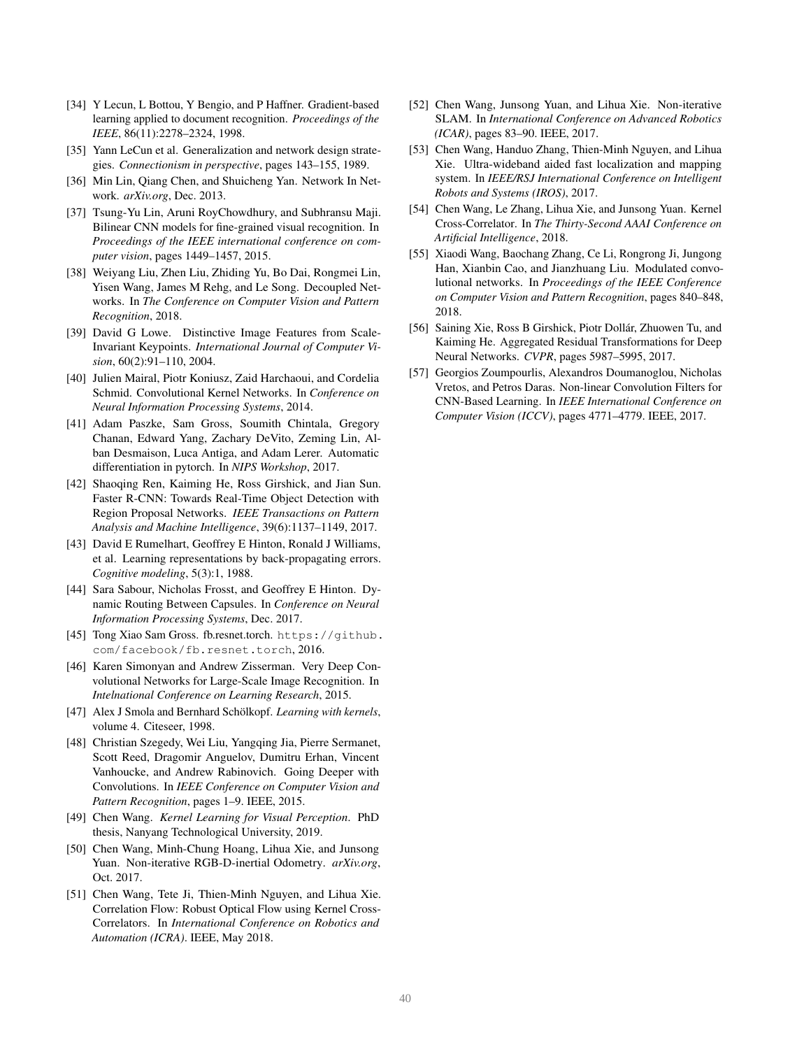[34] Y Lecun, L Bottou, Y Bengio, and P Haffner. Gradient-based learning applied to document recognition. *Proceedings of the IEEE*, 86(11):2278–2324, 1998.

[35] Yann LeCun et al. Generalization and network design strategies. *Connectionism in perspective*, pages 143–155, 1989.

[36] Min Lin, Qiang Chen, and Shuicheng Yan. Network In Network. *arXiv.org*, Dec. 2013.

[37] Tsung-Yu Lin, Aruni RoyChowdhury, and Subhransu Maji. Bilinear CNN models for fine-grained visual recognition. In *Proceedings of the IEEE international conference on computer vision*, pages 1449–1457, 2015.

[38] Weiyang Liu, Zhen Liu, Zhiding Yu, Bo Dai, Rongmei Lin, Yisen Wang, James M Rehg, and Le Song. Decoupled Networks. In *The Conference on Computer Vision and Pattern Recognition*, 2018.

[39] David G Lowe. Distinctive Image Features from Scale-Invariant Keypoints. *International Journal of Computer Vision*, 60(2):91–110, 2004.

[40] Julien Mairal, Piotr Koniusz, Zaid Harchaoui, and Cordelia Schmid. Convolutional Kernel Networks. In *Conference on Neural Information Processing Systems*, 2014.

[41] Adam Paszke, Sam Gross, Soumith Chintala, Gregory Chanan, Edward Yang, Zachary DeVito, Zeming Lin, Alban Desmaison, Luca Antiga, and Adam Lerer. Automatic differentiation in pytorch. In *NIPS Workshop*, 2017.

[42] Shaoqing Ren, Kaiming He, Ross Girshick, and Jian Sun. Faster R-CNN: Towards Real-Time Object Detection with Region Proposal Networks. *IEEE Transactions on Pattern Analysis and Machine Intelligence*, 39(6):1137–1149, 2017.

[43] David E Rumelhart, Geoffrey E Hinton, Ronald J Williams, et al. Learning representations by back-propagating errors. *Cognitive modeling*, 5(3):1, 1988.

[44] Sara Sabour, Nicholas Frosst, and Geoffrey E Hinton. Dynamic Routing Between Capsules. In *Conference on Neural Information Processing Systems*, Dec. 2017.

[45] Tong Xiao Sam Gross. fb.resnet.torch. `https://github.com/facebook/fb.resnet.torch`, 2016.

[46] Karen Simonyan and Andrew Zisserman. Very Deep Convolutional Networks for Large-Scale Image Recognition. In *Intelnational Conference on Learning Research*, 2015.

[47] Alex J Smola and Bernhard Schölkopf. *Learning with kernels*, volume 4. Citeseer, 1998.

[48] Christian Szegedy, Wei Liu, Yangqing Jia, Pierre Sermanet, Scott Reed, Dragomir Anguelov, Dumitru Erhan, Vincent Vanhoucke, and Andrew Rabinovich. Going Deeper with Convolutions. In *IEEE Conference on Computer Vision and Pattern Recognition*, pages 1–9. IEEE, 2015.

[49] Chen Wang. *Kernel Learning for Visual Perception*. PhD thesis, Nanyang Technological University, 2019.

[50] Chen Wang, Minh-Chung Hoang, Lihua Xie, and Junsong Yuan. Non-iterative RGB-D-inertial Odometry. *arXiv.org*, Oct. 2017.

[51] Chen Wang, Tete Ji, Thien-Minh Nguyen, and Lihua Xie. Correlation Flow: Robust Optical Flow using Kernel Cross-Correlators. In *International Conference on Robotics and Automation (ICRA)*. IEEE, May 2018.

[52] Chen Wang, Junsong Yuan, and Lihua Xie. Non-iterative SLAM. In *International Conference on Advanced Robotics (ICAR)*, pages 83–90. IEEE, 2017.

[53] Chen Wang, Handuo Zhang, Thien-Minh Nguyen, and Lihua Xie. Ultra-wideband aided fast localization and mapping system. In *IEEE/RSJ International Conference on Intelligent Robots and Systems (IROS)*, 2017.

[54] Chen Wang, Le Zhang, Lihua Xie, and Junsong Yuan. Kernel Cross-Correlator. In *The Thirty-Second AAAI Conference on Artificial Intelligence*, 2018.

[55] Xiaodi Wang, Baochang Zhang, Ce Li, Rongrong Ji, Jungong Han, Xianbin Cao, and Jianzhuang Liu. Modulated convolutional networks. In *Proceedings of the IEEE Conference on Computer Vision and Pattern Recognition*, pages 840–848, 2018.

[56] Saining Xie, Ross B Girshick, Piotr Dollár, Zhuowen Tu, and Kaiming He. Aggregated Residual Transformations for Deep Neural Networks. *CVPR*, pages 5987–5995, 2017.

[57] Georgios Zoumpourlis, Alexandros Doumanoglou, Nicholas Vretos, and Petros Daras. Non-linear Convolution Filters for CNN-Based Learning. In *IEEE International Conference on Computer Vision (ICCV)*, pages 4771–4779. IEEE, 2017.